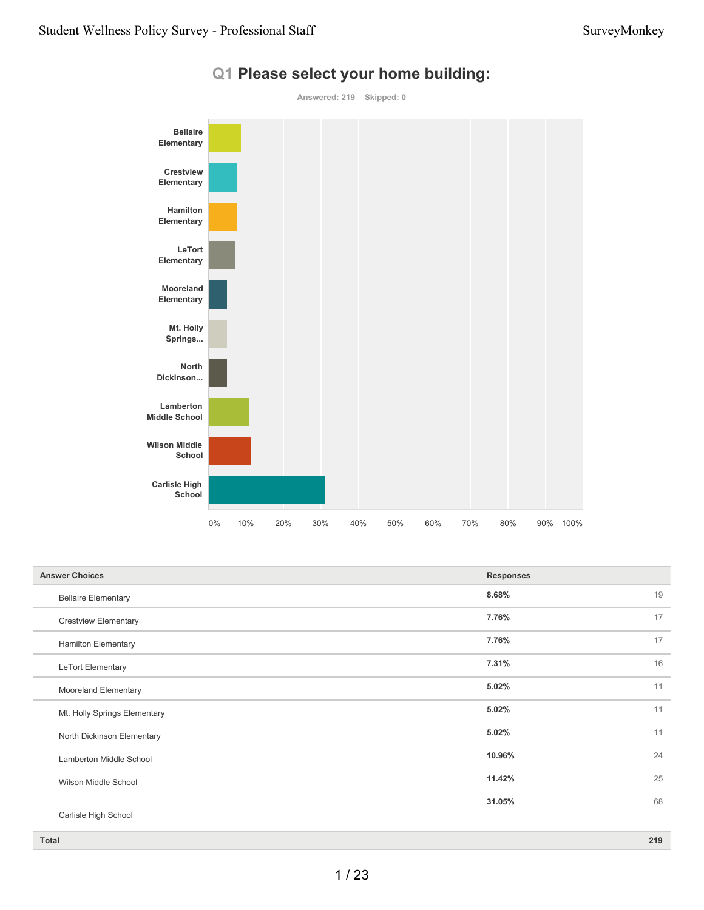## Q1 Please select your home building:

Answered: 219 Skipped: 0

| Answer Choices | Responses | |
|---|---|---|
| Bellaire Elementary | 8.68% | 19 |
| Crestview Elementary | 7.76% | 17 |
| Hamilton Elementary | 7.76% | 17 |
| LeTort Elementary | 7.31% | 16 |
| Mooreland Elementary | 5.02% | 11 |
| Mt. Holly Springs Elementary | 5.02% | 11 |
| North Dickinson Elementary | 5.02% | 11 |
| Lamberton Middle School | 10.96% | 24 |
| Wilson Middle School | 11.42% | 25 |
| Carlisle High School | 31.05% | 68 |
| **Total** | | **219** |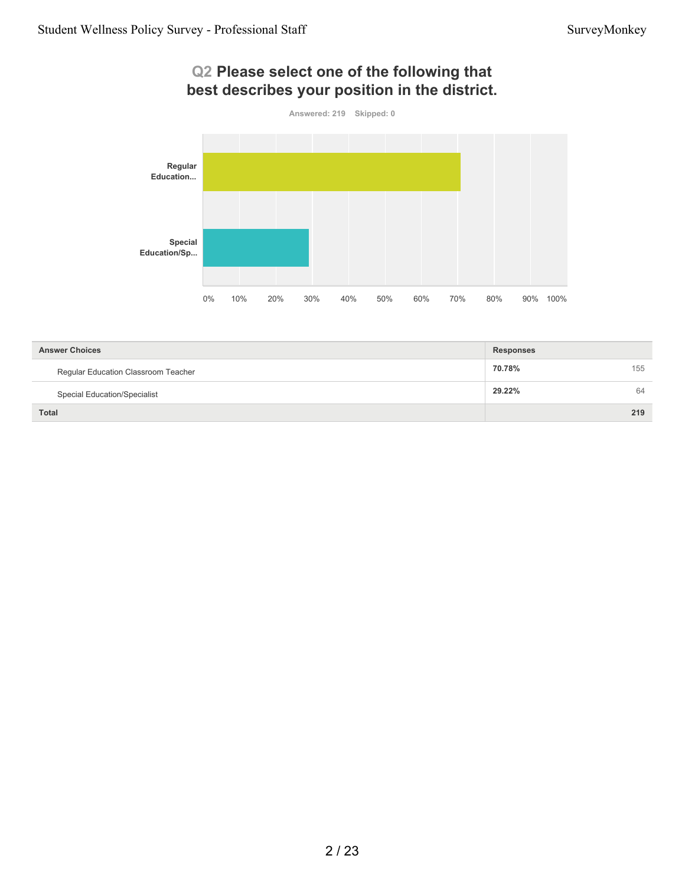## Q2 Please select one of the following that best describes your position in the district.

Answered: 219 Skipped: 0

| Answer Choices | Responses | |
|---|---|---|
| Regular Education Classroom Teacher | 70.78% | 155 |
| Special Education/Specialist | 29.22% | 64 |
| Total | | 219 |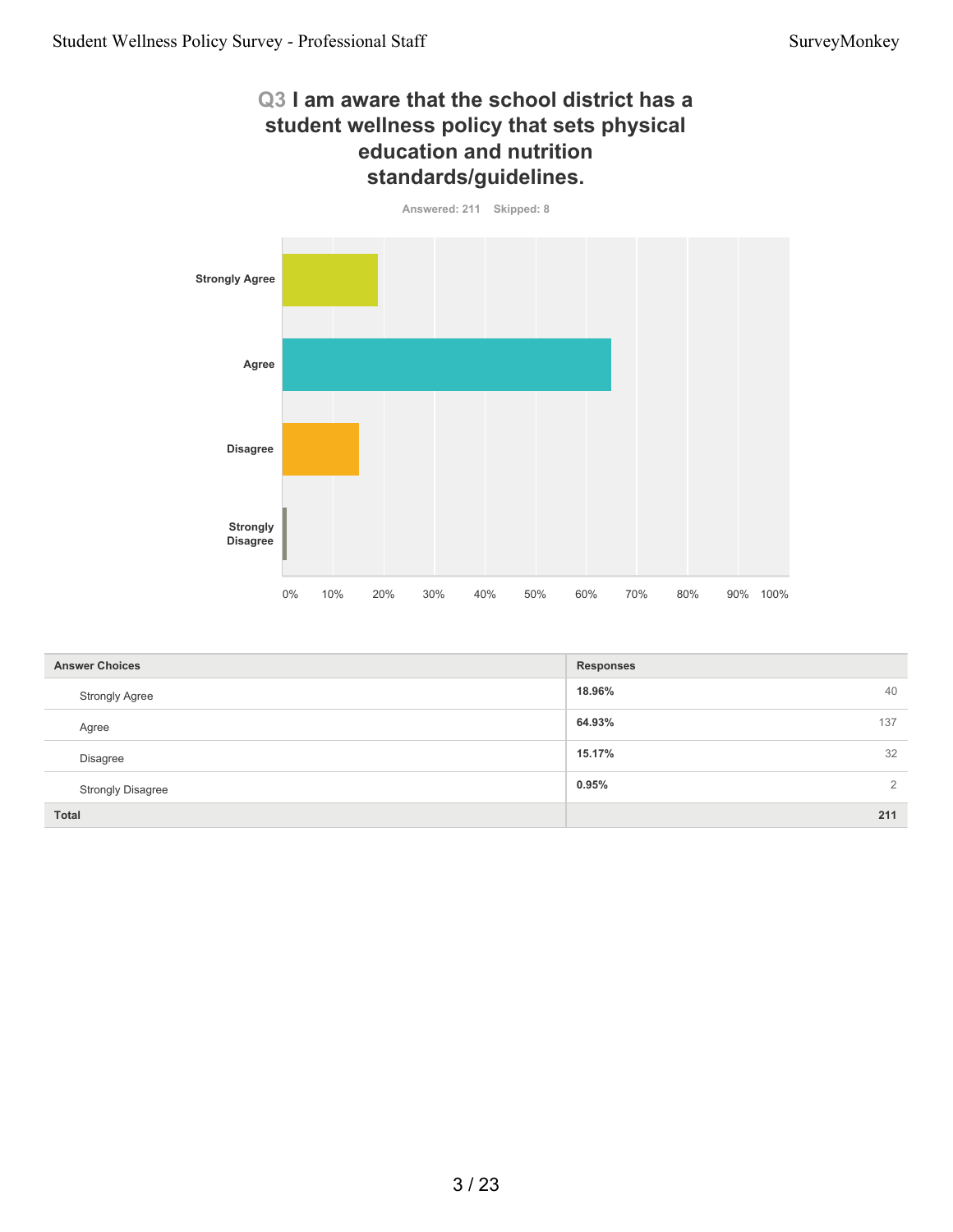## Q3 I am aware that the school district has a student wellness policy that sets physical education and nutrition standards/guidelines.

Answered: 211 Skipped: 8

| Answer Choices | Responses | |
|---|---|---|
| Strongly Agree | **18.96%** | 40 |
| Agree | **64.93%** | 137 |
| Disagree | **15.17%** | 32 |
| Strongly Disagree | **0.95%** | 2 |
| **Total** | | **211** |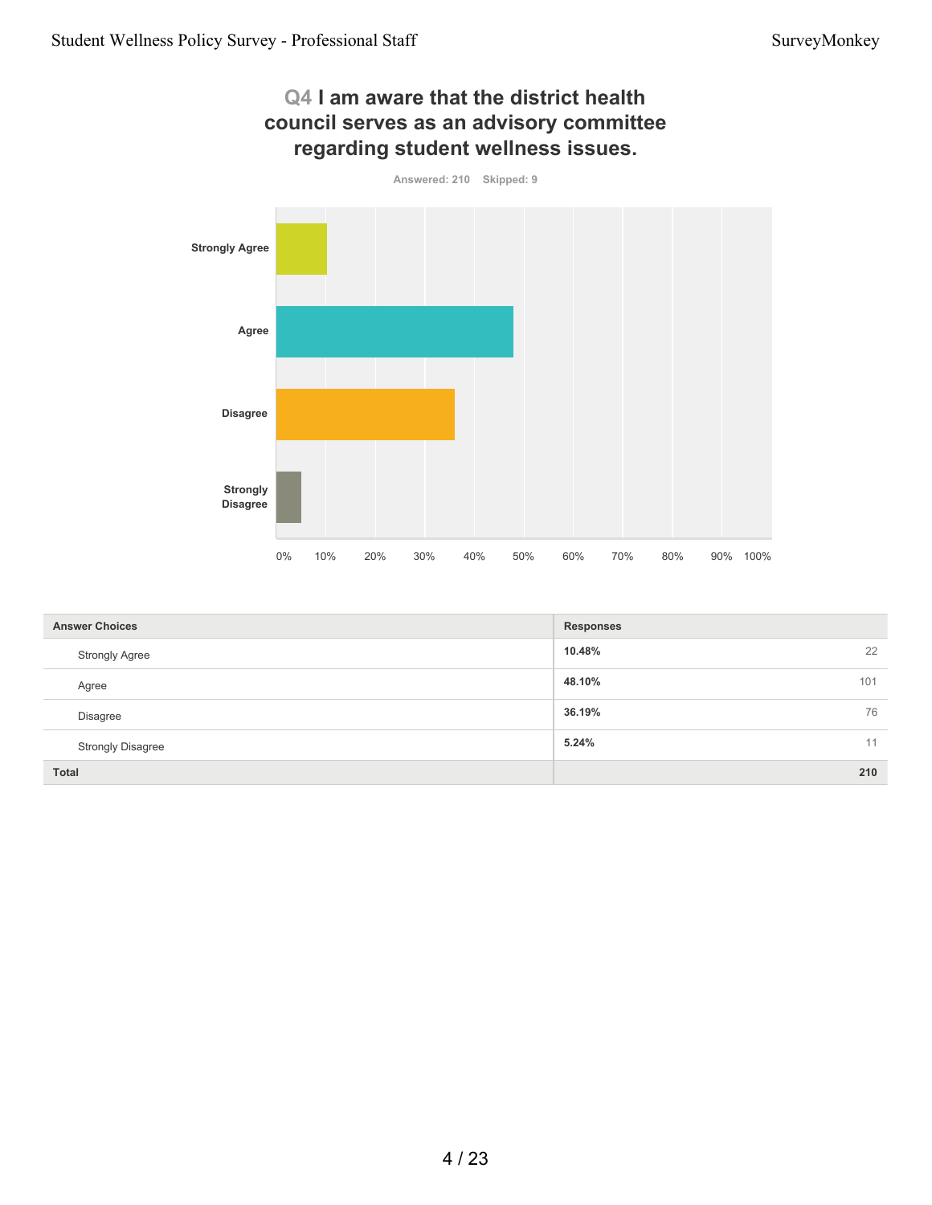## Q4 I am aware that the district health council serves as an advisory committee regarding student wellness issues.

Answered: 210 Skipped: 9

| Answer Choices | Responses | |
|---|---|---|
| Strongly Agree | **10.48%** | 22 |
| Agree | **48.10%** | 101 |
| Disagree | **36.19%** | 76 |
| Strongly Disagree | **5.24%** | 11 |
| **Total** | | **210** |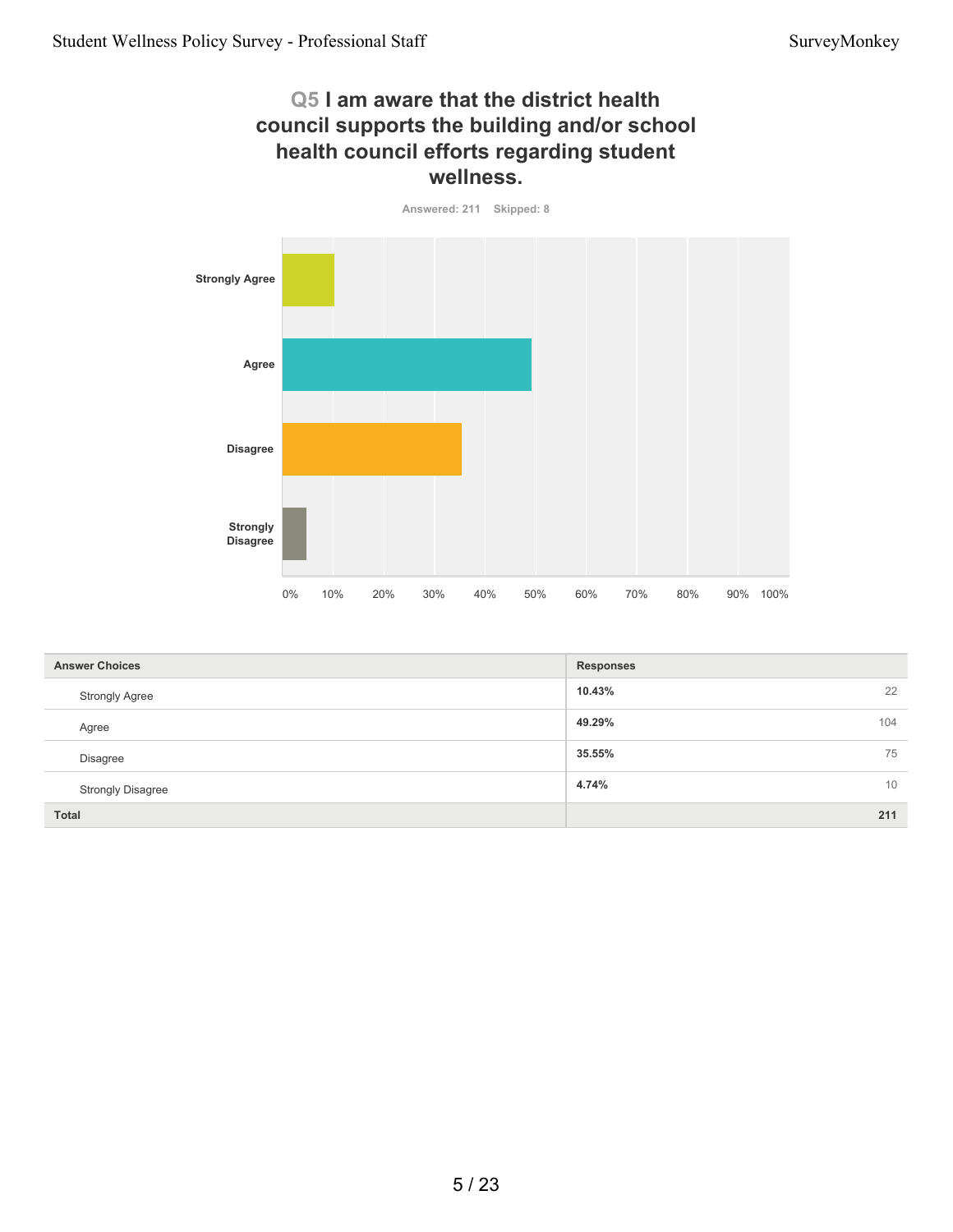## Q5 I am aware that the district health council supports the building and/or school health council efforts regarding student wellness.

Answered: 211 Skipped: 8

| Answer Choices | Responses | |
|---|---|---|
| Strongly Agree | 10.43% | 22 |
| Agree | 49.29% | 104 |
| Disagree | 35.55% | 75 |
| Strongly Disagree | 4.74% | 10 |
| **Total** | | **211** |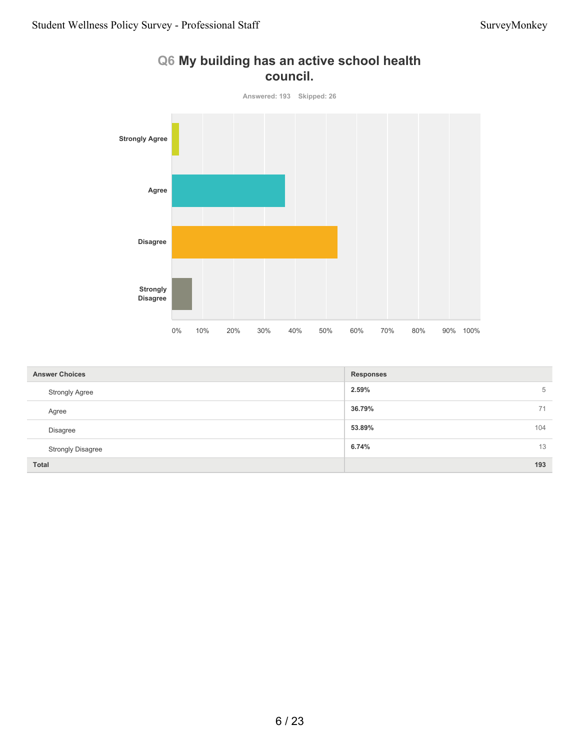## Q6 My building has an active school health council.

Answered: 193 Skipped: 26

| Answer Choices | Responses | |
|---|---|---|
| Strongly Agree | 2.59% | 5 |
| Agree | 36.79% | 71 |
| Disagree | 53.89% | 104 |
| Strongly Disagree | 6.74% | 13 |
| **Total** | | **193** |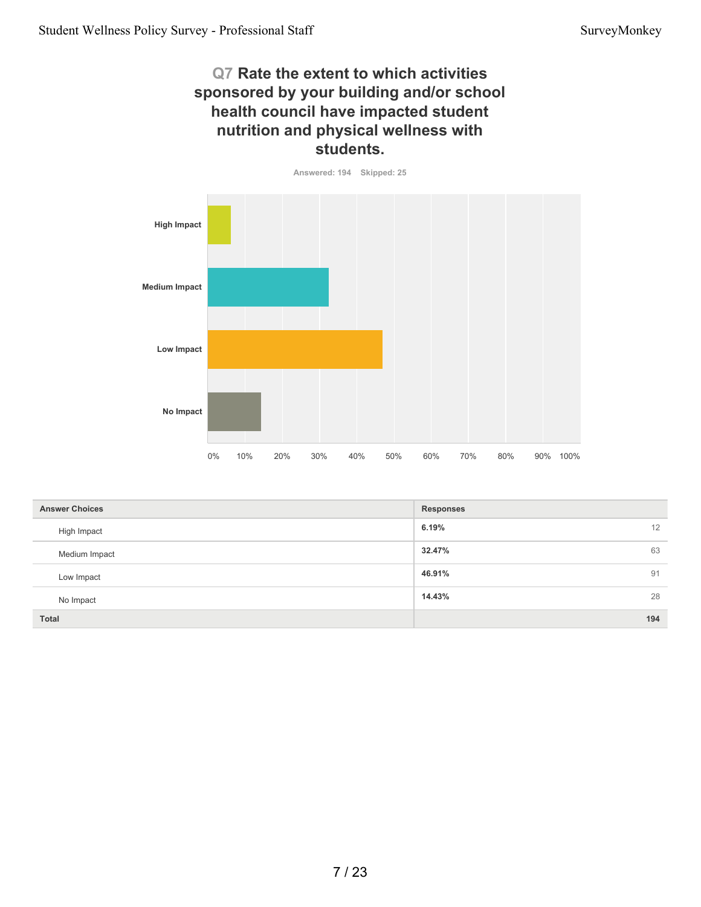## Q7 Rate the extent to which activities sponsored by your building and/or school health council have impacted student nutrition and physical wellness with students.

Answered: 194 Skipped: 25

| Answer Choices | Responses | |
|---|---|---|
| High Impact | **6.19%** | 12 |
| Medium Impact | **32.47%** | 63 |
| Low Impact | **46.91%** | 91 |
| No Impact | **14.43%** | 28 |
| **Total** | | **194** |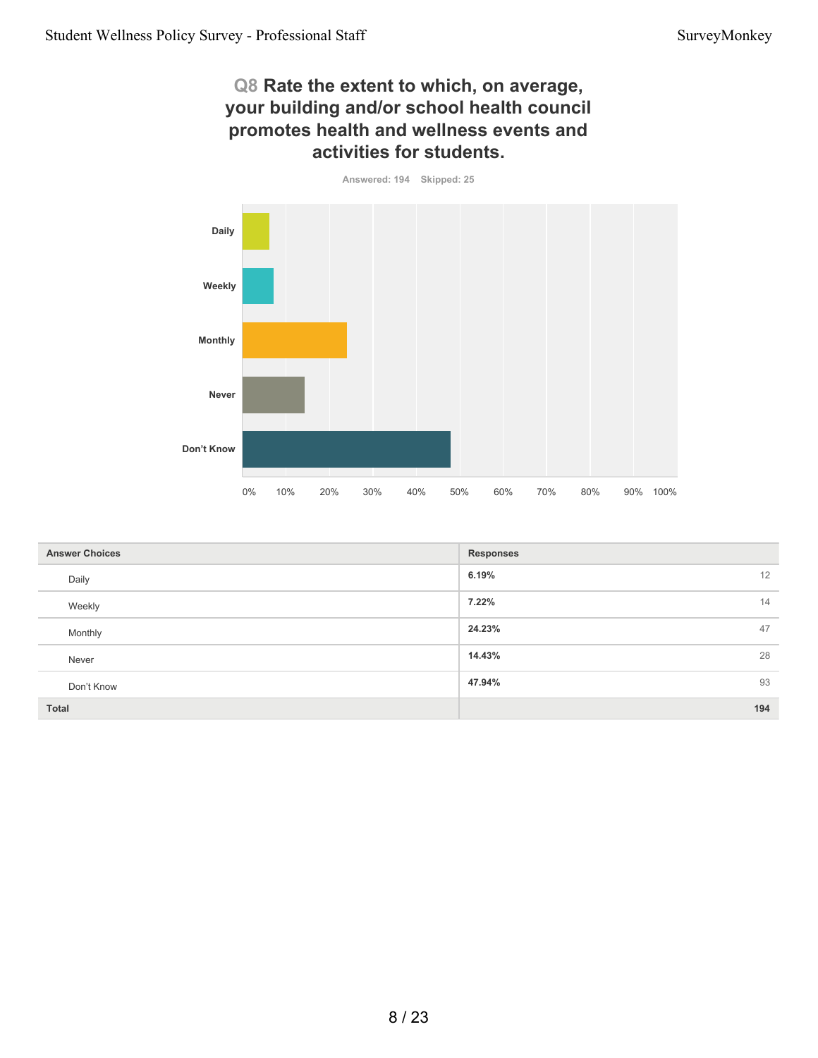## Q8 Rate the extent to which, on average, your building and/or school health council promotes health and wellness events and activities for students.

Answered: 194 Skipped: 25

| Answer Choices | Responses | |
|---|---|---|
| Daily | 6.19% | 12 |
| Weekly | 7.22% | 14 |
| Monthly | 24.23% | 47 |
| Never | 14.43% | 28 |
| Don't Know | 47.94% | 93 |
| **Total** | | **194** |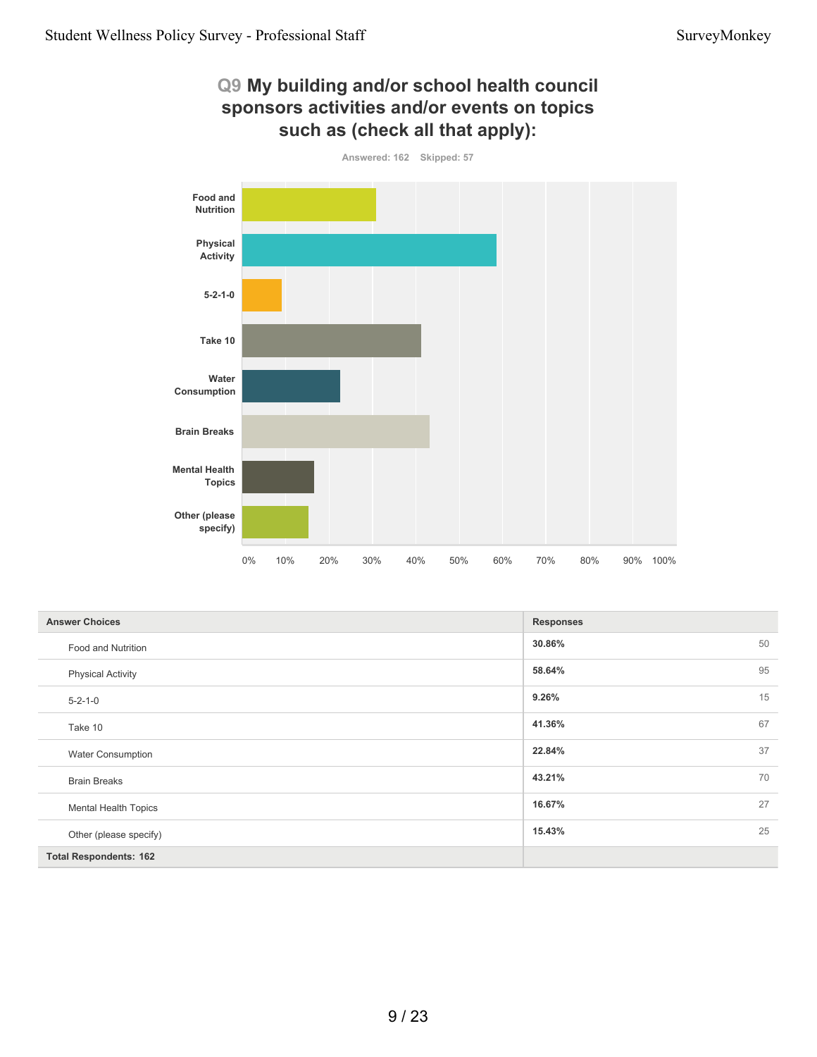## Q9 My building and/or school health council sponsors activities and/or events on topics such as (check all that apply):

Answered: 162 Skipped: 57

| Answer Choices | Responses | |
|---|---|---|
| Food and Nutrition | 30.86% | 50 |
| Physical Activity | 58.64% | 95 |
| 5-2-1-0 | 9.26% | 15 |
| Take 10 | 41.36% | 67 |
| Water Consumption | 22.84% | 37 |
| Brain Breaks | 43.21% | 70 |
| Mental Health Topics | 16.67% | 27 |
| Other (please specify) | 15.43% | 25 |
| **Total Respondents: 162** | | |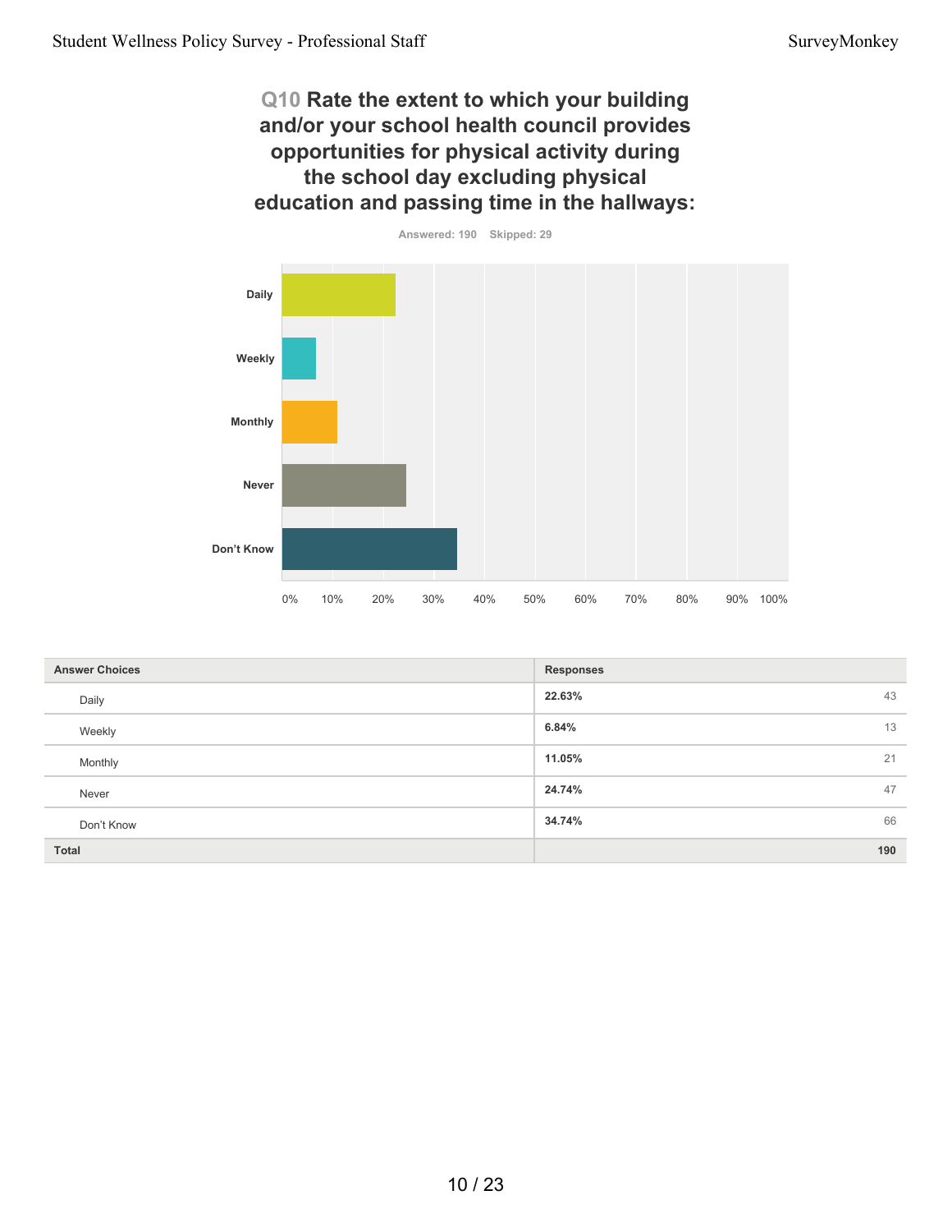## Q10 Rate the extent to which your building and/or your school health council provides opportunities for physical activity during the school day excluding physical education and passing time in the hallways:

Answered: 190 Skipped: 29

| Answer Choices | Responses | |
|---|---|---|
| Daily | 22.63% | 43 |
| Weekly | 6.84% | 13 |
| Monthly | 11.05% | 21 |
| Never | 24.74% | 47 |
| Don't Know | 34.74% | 66 |
| **Total** | | **190** |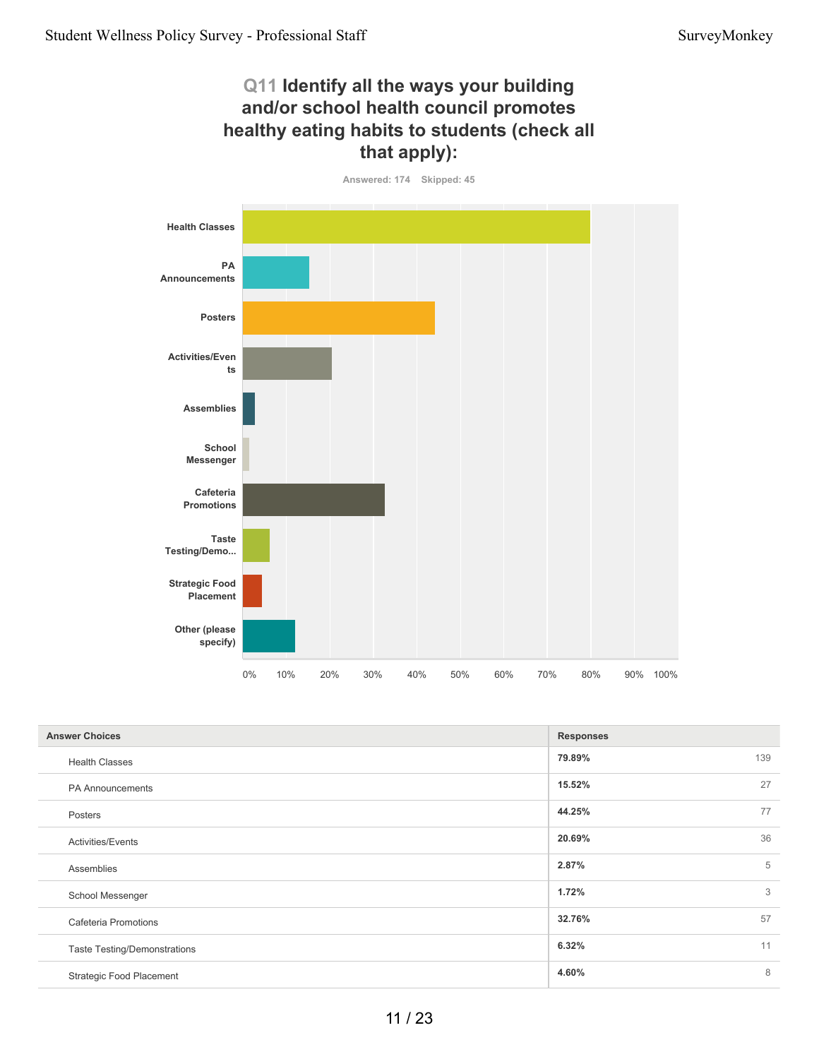## Q11 Identify all the ways your building and/or school health council promotes healthy eating habits to students (check all that apply):

Answered: 174 Skipped: 45

| Answer Choices | Responses | |
|---|---|---|
| Health Classes | 79.89% | 139 |
| PA Announcements | 15.52% | 27 |
| Posters | 44.25% | 77 |
| Activities/Events | 20.69% | 36 |
| Assemblies | 2.87% | 5 |
| School Messenger | 1.72% | 3 |
| Cafeteria Promotions | 32.76% | 57 |
| Taste Testing/Demonstrations | 6.32% | 11 |
| Strategic Food Placement | 4.60% | 8 |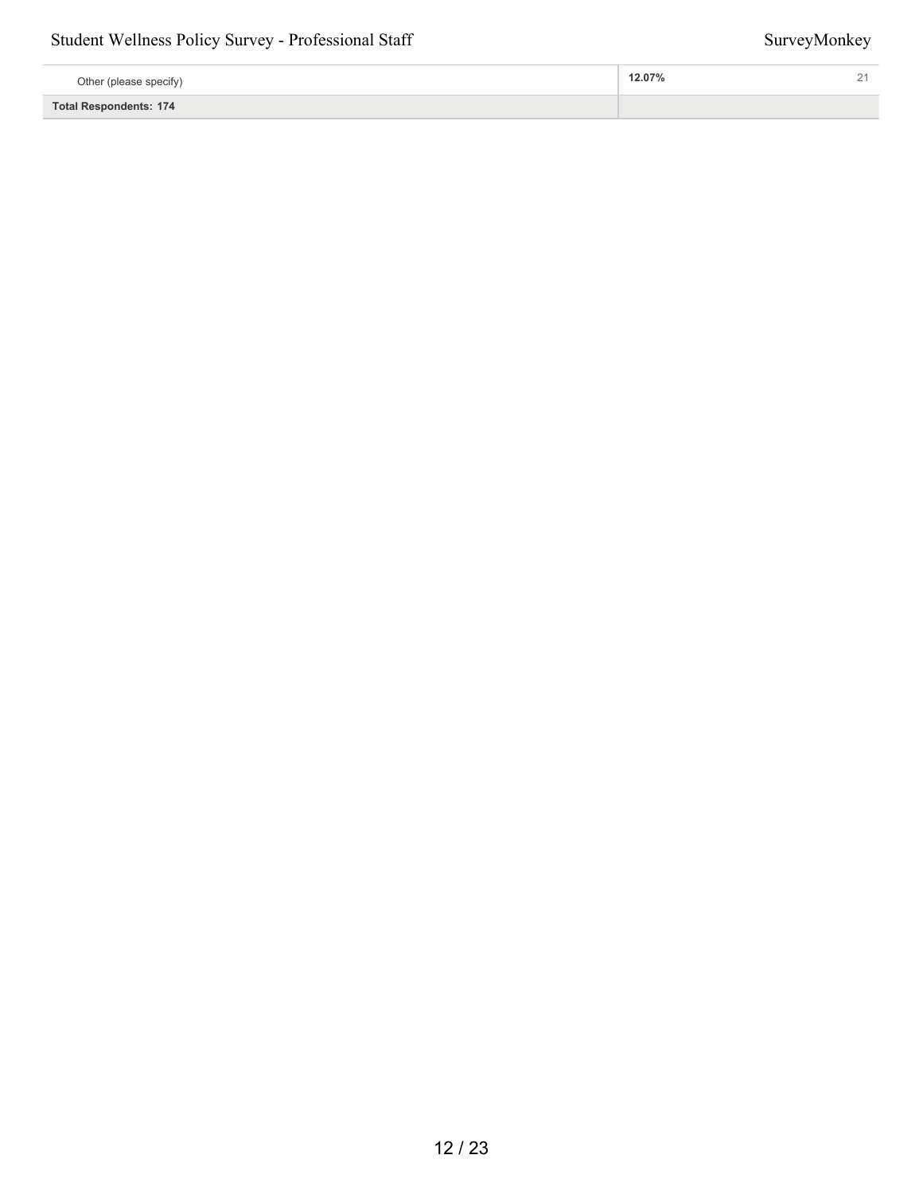| | | |
|---|---|---|
| Other (please specify) | **12.07%** | 21 |
| **Total Respondents: 174** | | |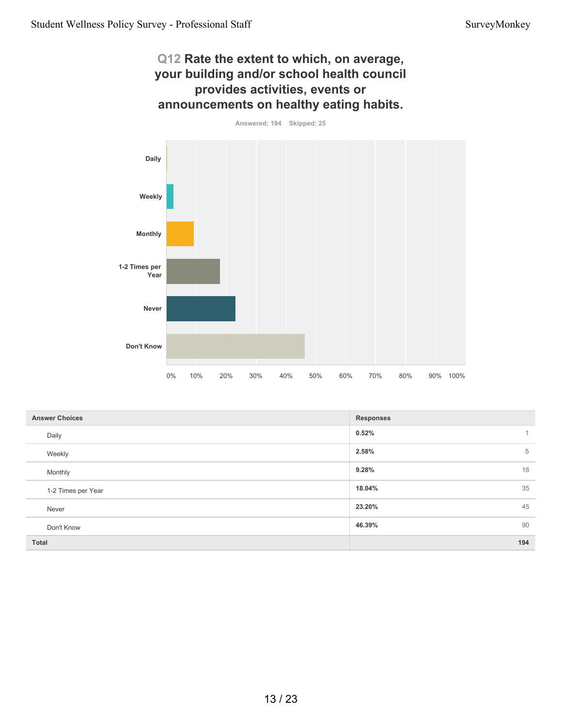## Q12 Rate the extent to which, on average, your building and/or school health council provides activities, events or announcements on healthy eating habits.

Answered: 194 Skipped: 25

| Answer Choices | Responses | |
|---|---|---|
| Daily | 0.52% | 1 |
| Weekly | 2.58% | 5 |
| Monthly | 9.28% | 18 |
| 1-2 Times per Year | 18.04% | 35 |
| Never | 23.20% | 45 |
| Don't Know | 46.39% | 90 |
| **Total** | | **194** |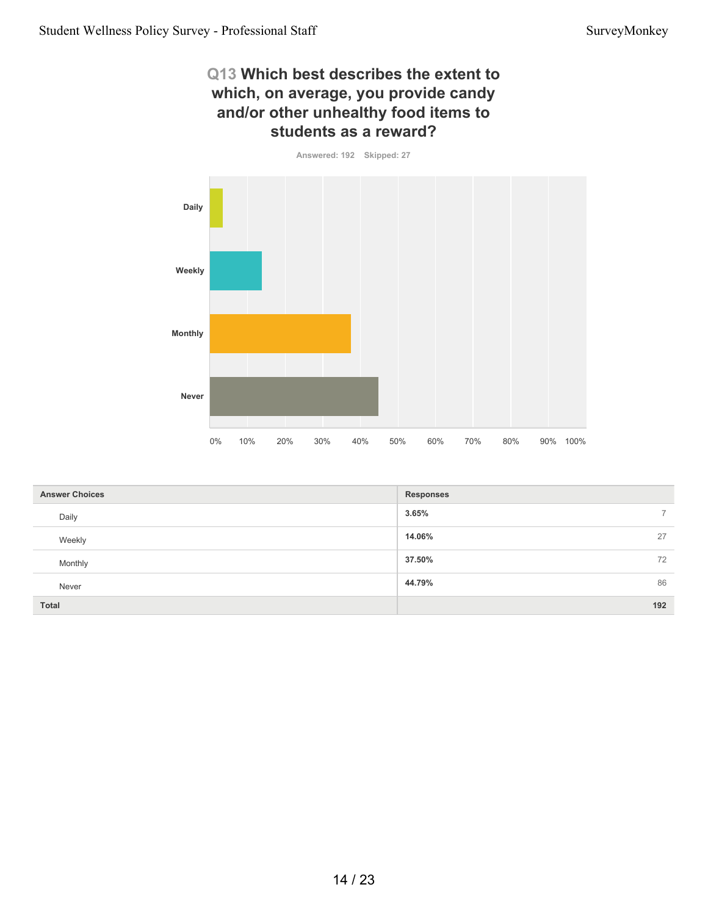## Q13 Which best describes the extent to which, on average, you provide candy and/or other unhealthy food items to students as a reward?

Answered: 192 Skipped: 27

| Answer Choices | Responses | |
|---|---|---|
| Daily | 3.65% | 7 |
| Weekly | 14.06% | 27 |
| Monthly | 37.50% | 72 |
| Never | 44.79% | 86 |
| **Total** | | **192** |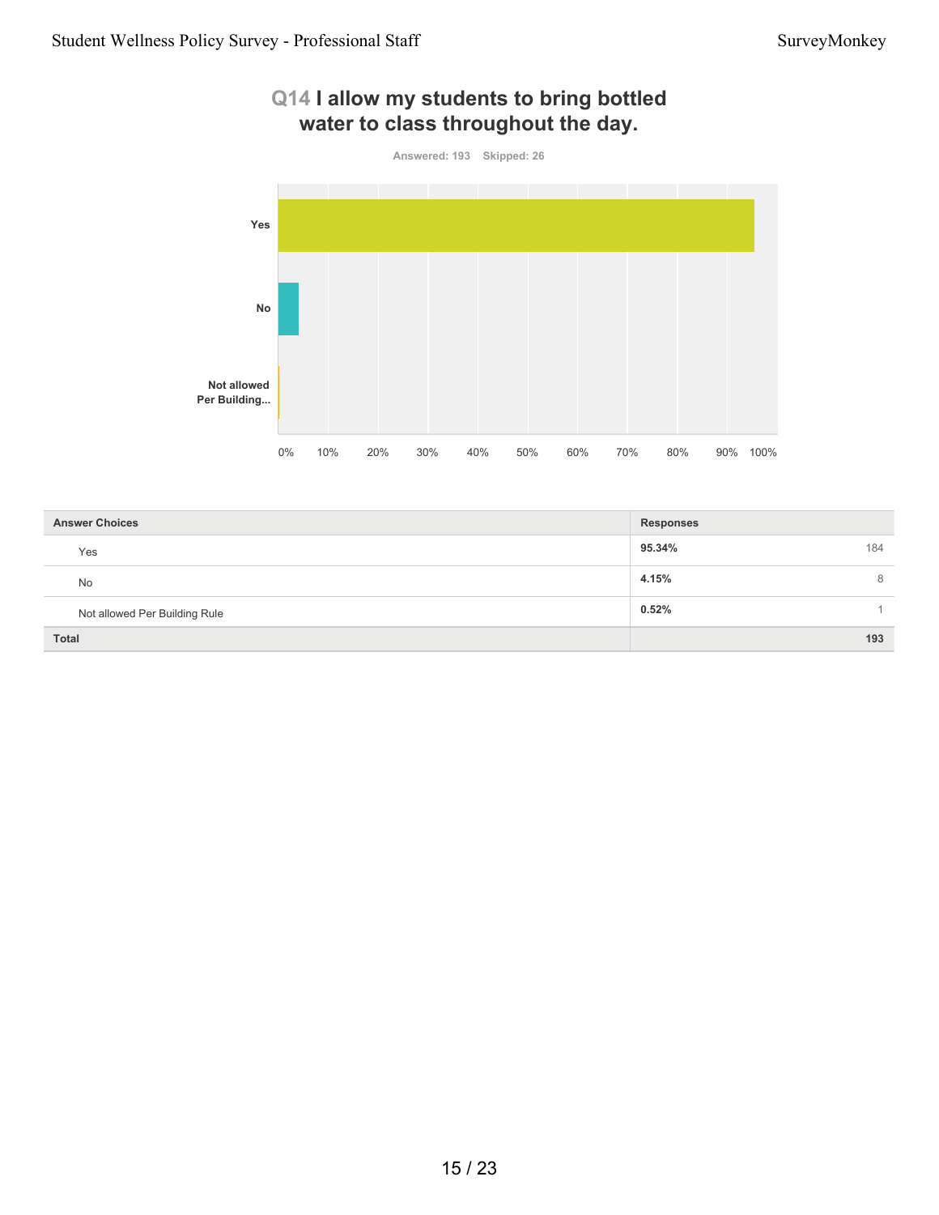## Q14 I allow my students to bring bottled water to class throughout the day.

Answered: 193 Skipped: 26

| Answer Choices | Responses | |
|---|---|---|
| Yes | 95.34% | 184 |
| No | 4.15% | 8 |
| Not allowed Per Building Rule | 0.52% | 1 |
| **Total** | | **193** |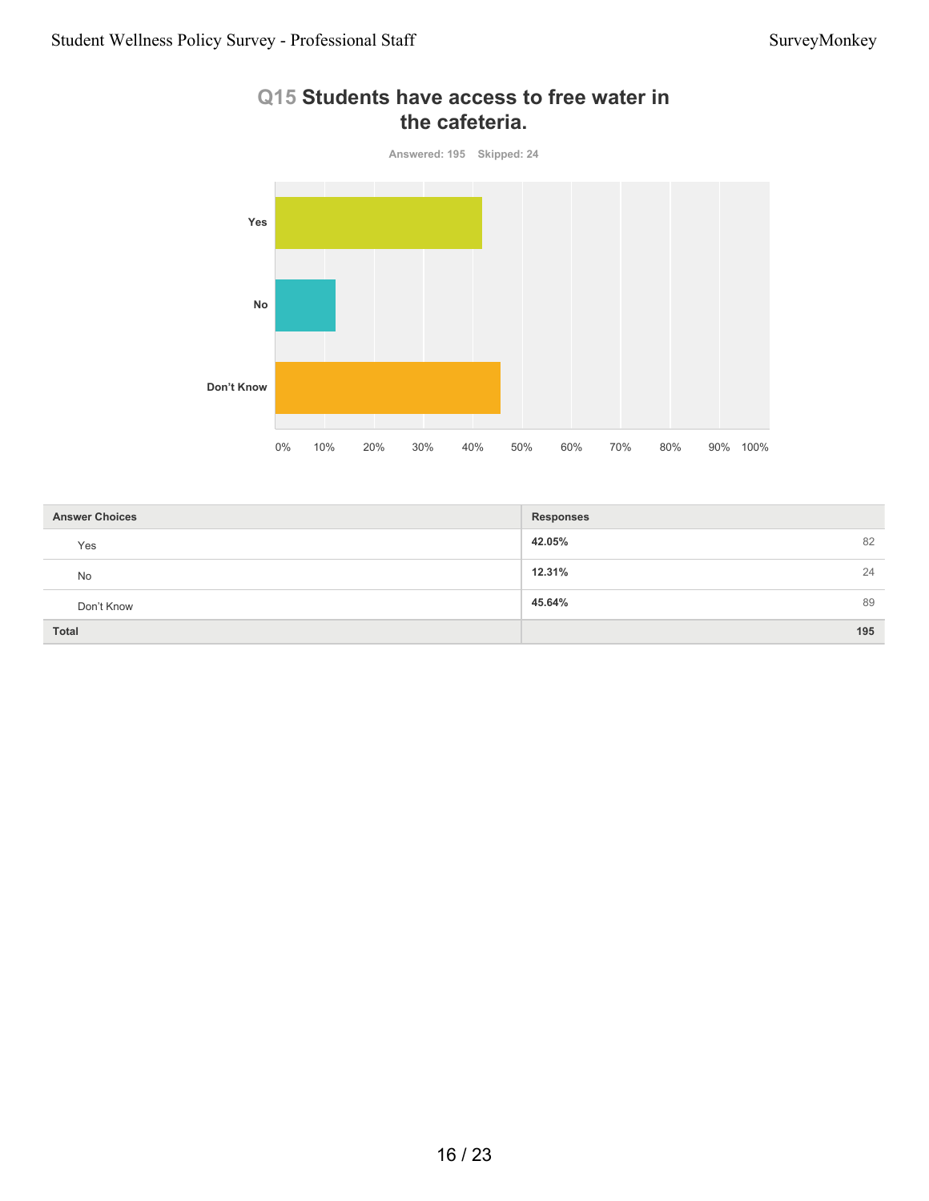## Q15 Students have access to free water in the cafeteria.

Answered: 195    Skipped: 24

| Answer Choices | Responses | |
|---|---|---|
| Yes | 42.05% | 82 |
| No | 12.31% | 24 |
| Don't Know | 45.64% | 89 |
| **Total** | | **195** |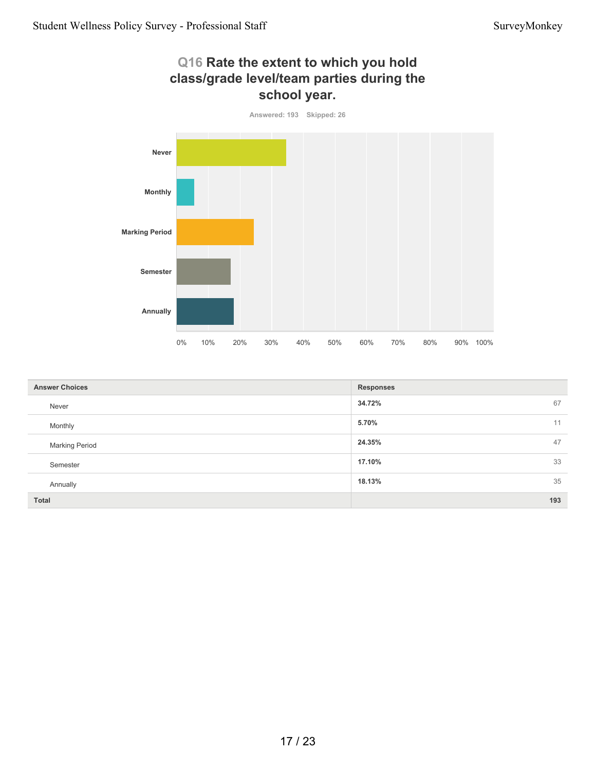## Q16 Rate the extent to which you hold class/grade level/team parties during the school year.

Answered: 193 Skipped: 26

| Answer Choices | Responses | |
|---|---|---|
| Never | 34.72% | 67 |
| Monthly | 5.70% | 11 |
| Marking Period | 24.35% | 47 |
| Semester | 17.10% | 33 |
| Annually | 18.13% | 35 |
| Total | | 193 |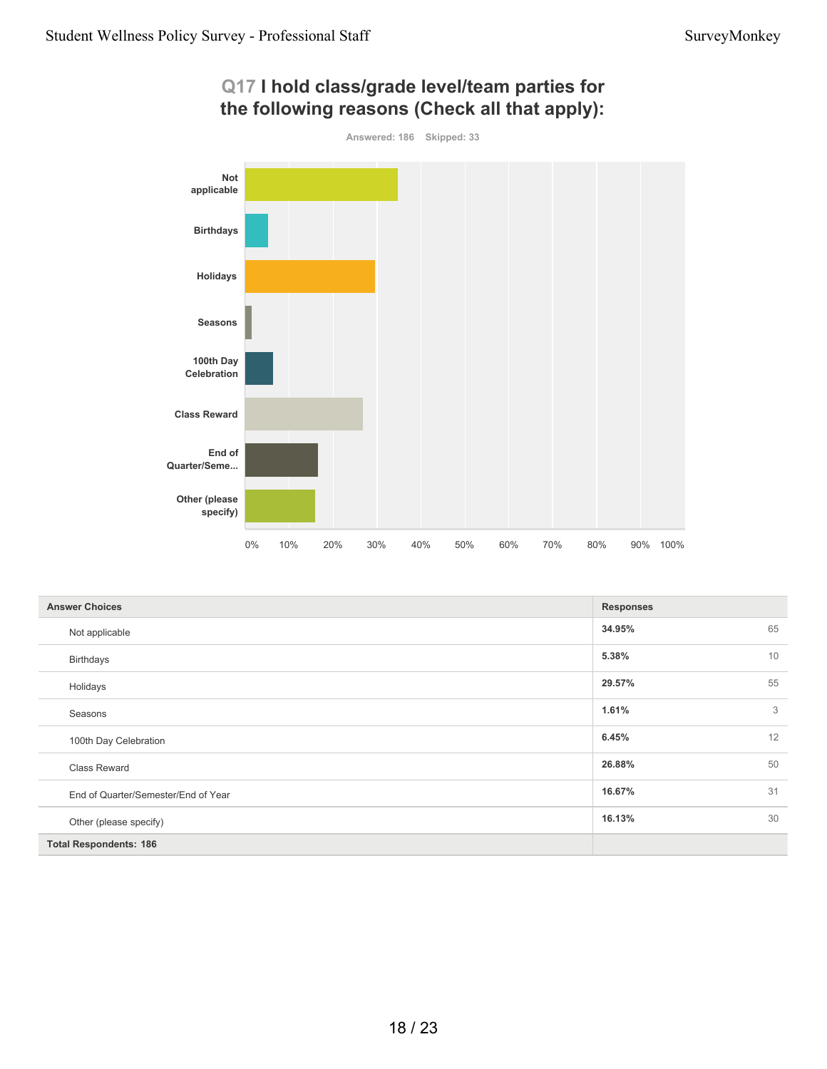## Q17 I hold class/grade level/team parties for the following reasons (Check all that apply):

Answered: 186 Skipped: 33

| Answer Choices | Responses | |
|---|---|---|
| Not applicable | 34.95% | 65 |
| Birthdays | 5.38% | 10 |
| Holidays | 29.57% | 55 |
| Seasons | 1.61% | 3 |
| 100th Day Celebration | 6.45% | 12 |
| Class Reward | 26.88% | 50 |
| End of Quarter/Semester/End of Year | 16.67% | 31 |
| Other (please specify) | 16.13% | 30 |
| **Total Respondents: 186** | | |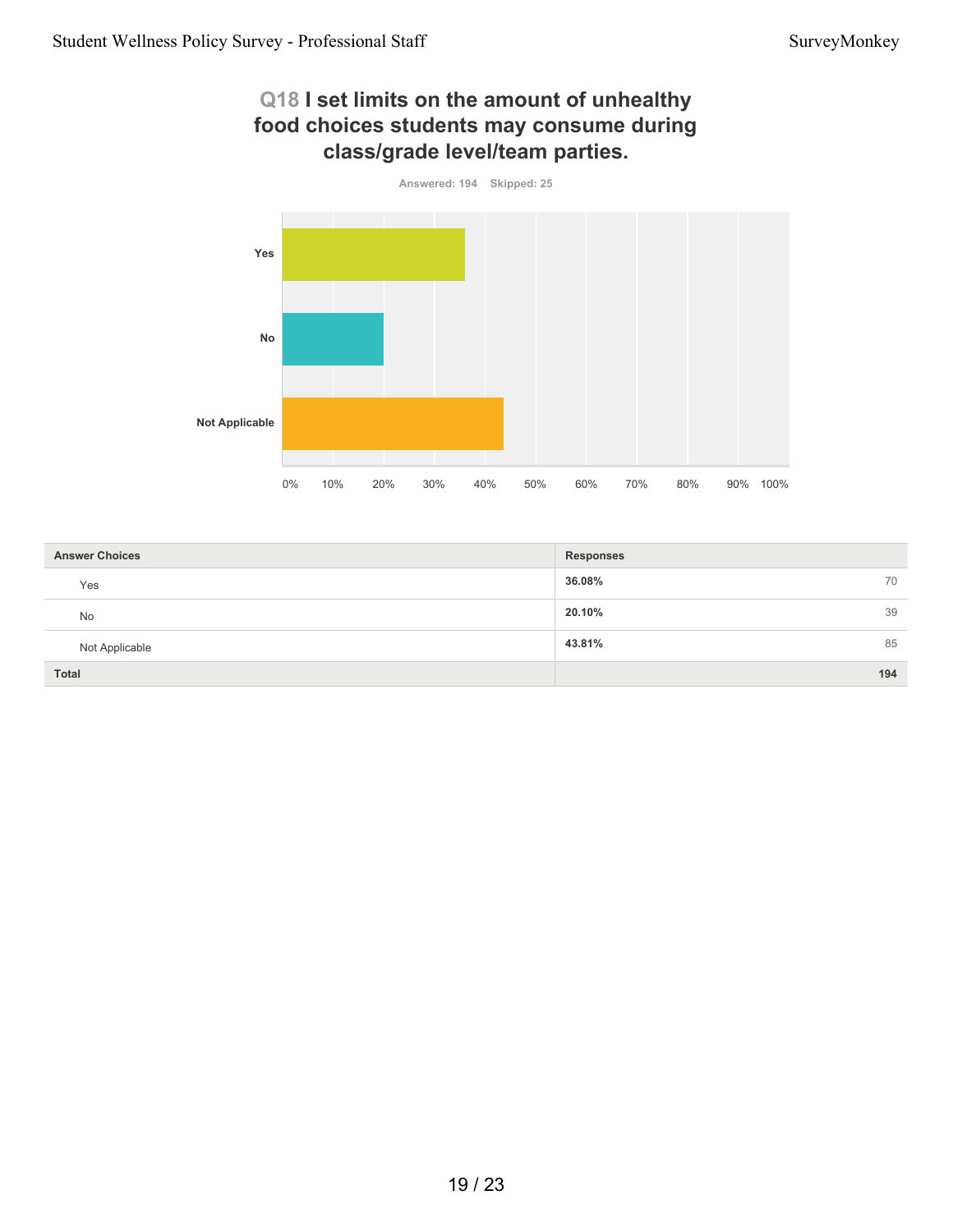## Q18 I set limits on the amount of unhealthy food choices students may consume during class/grade level/team parties.

Answered: 194 Skipped: 25

| Answer Choices | Responses | |
|---|---|---|
| Yes | **36.08%** | 70 |
| No | **20.10%** | 39 |
| Not Applicable | **43.81%** | 85 |
| **Total** | | **194** |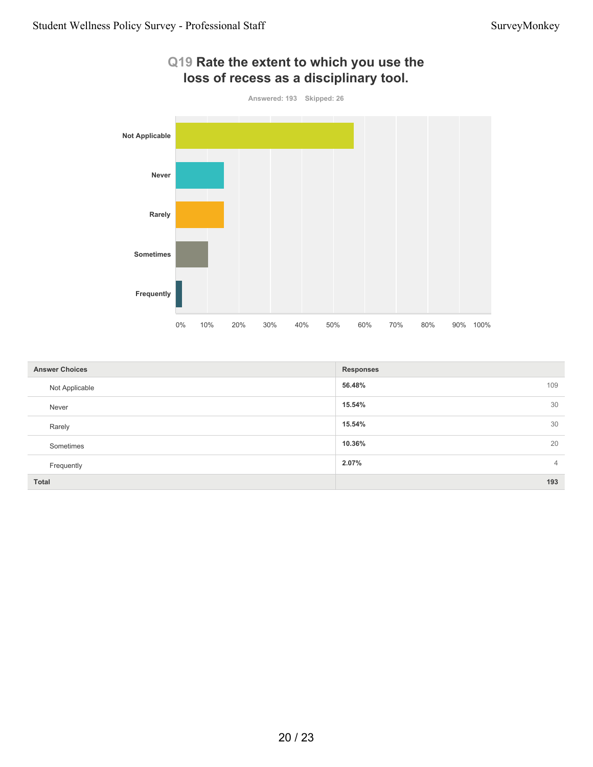## Q19 Rate the extent to which you use the loss of recess as a disciplinary tool.

Answered: 193 Skipped: 26

| Answer Choices | Responses | |
|---|---|---|
| Not Applicable | 56.48% | 109 |
| Never | 15.54% | 30 |
| Rarely | 15.54% | 30 |
| Sometimes | 10.36% | 20 |
| Frequently | 2.07% | 4 |
| **Total** | | **193** |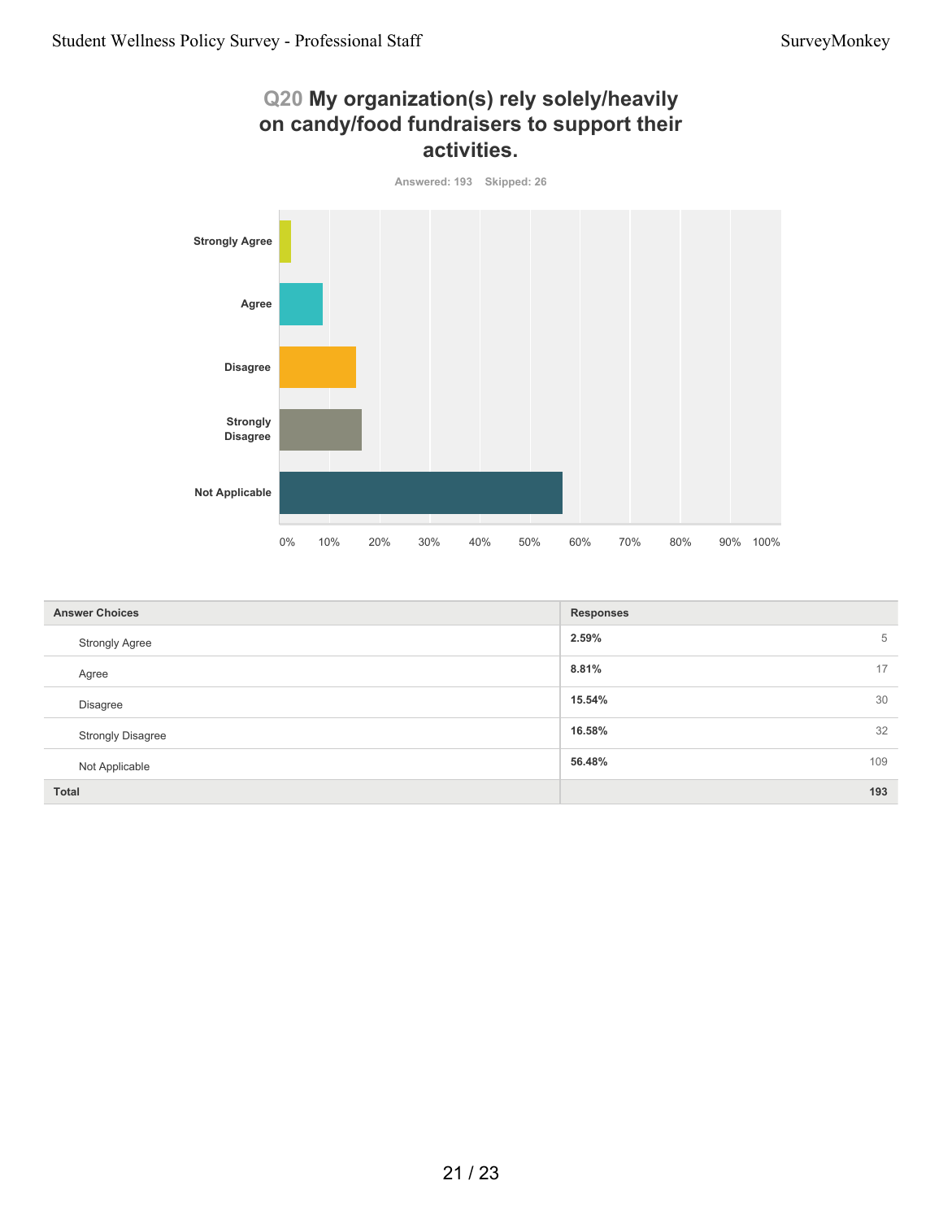## Q20 My organization(s) rely solely/heavily on candy/food fundraisers to support their activities.

Answered: 193 Skipped: 26

| Answer Choices | Responses | |
|---|---|---|
| Strongly Agree | 2.59% | 5 |
| Agree | 8.81% | 17 |
| Disagree | 15.54% | 30 |
| Strongly Disagree | 16.58% | 32 |
| Not Applicable | 56.48% | 109 |
| **Total** | | **193** |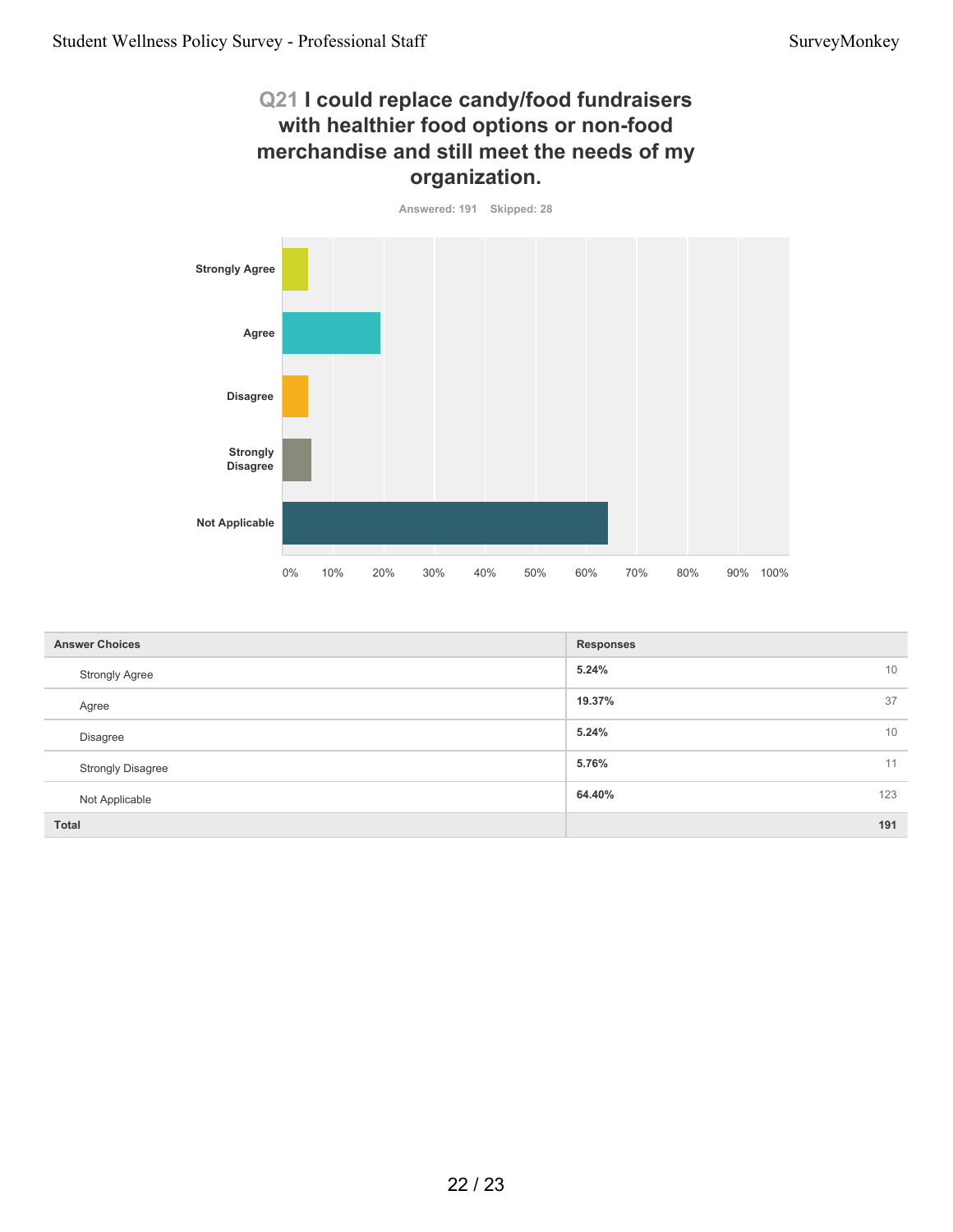## Q21 I could replace candy/food fundraisers with healthier food options or non-food merchandise and still meet the needs of my organization.

Answered: 191 Skipped: 28

| Answer Choices | Responses | |
|---|---|---|
| Strongly Agree | 5.24% | 10 |
| Agree | 19.37% | 37 |
| Disagree | 5.24% | 10 |
| Strongly Disagree | 5.76% | 11 |
| Not Applicable | 64.40% | 123 |
| **Total** | | **191** |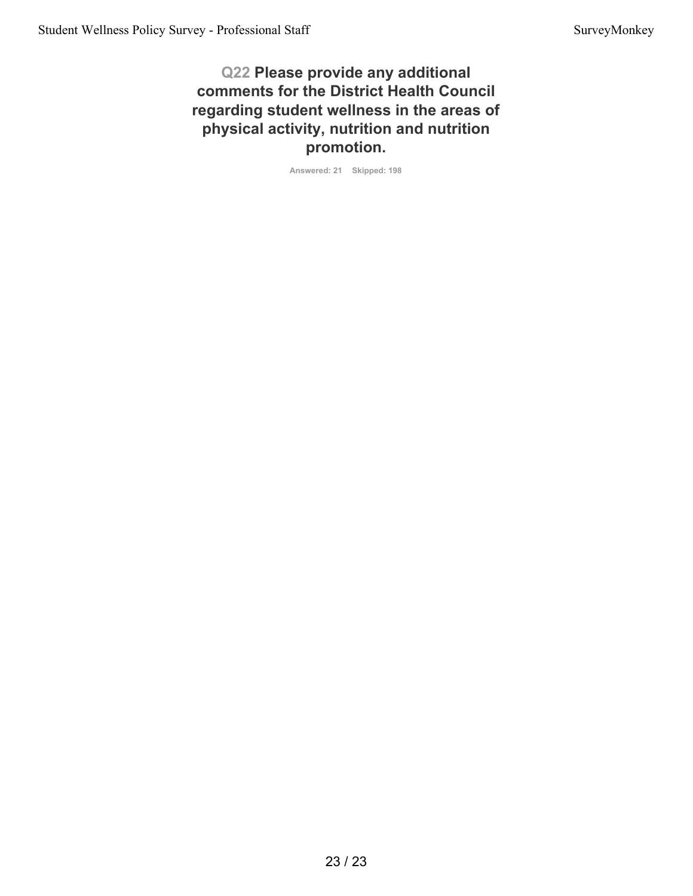## Q22 Please provide any additional comments for the District Health Council regarding student wellness in the areas of physical activity, nutrition and nutrition promotion.

Answered: 21 Skipped: 198